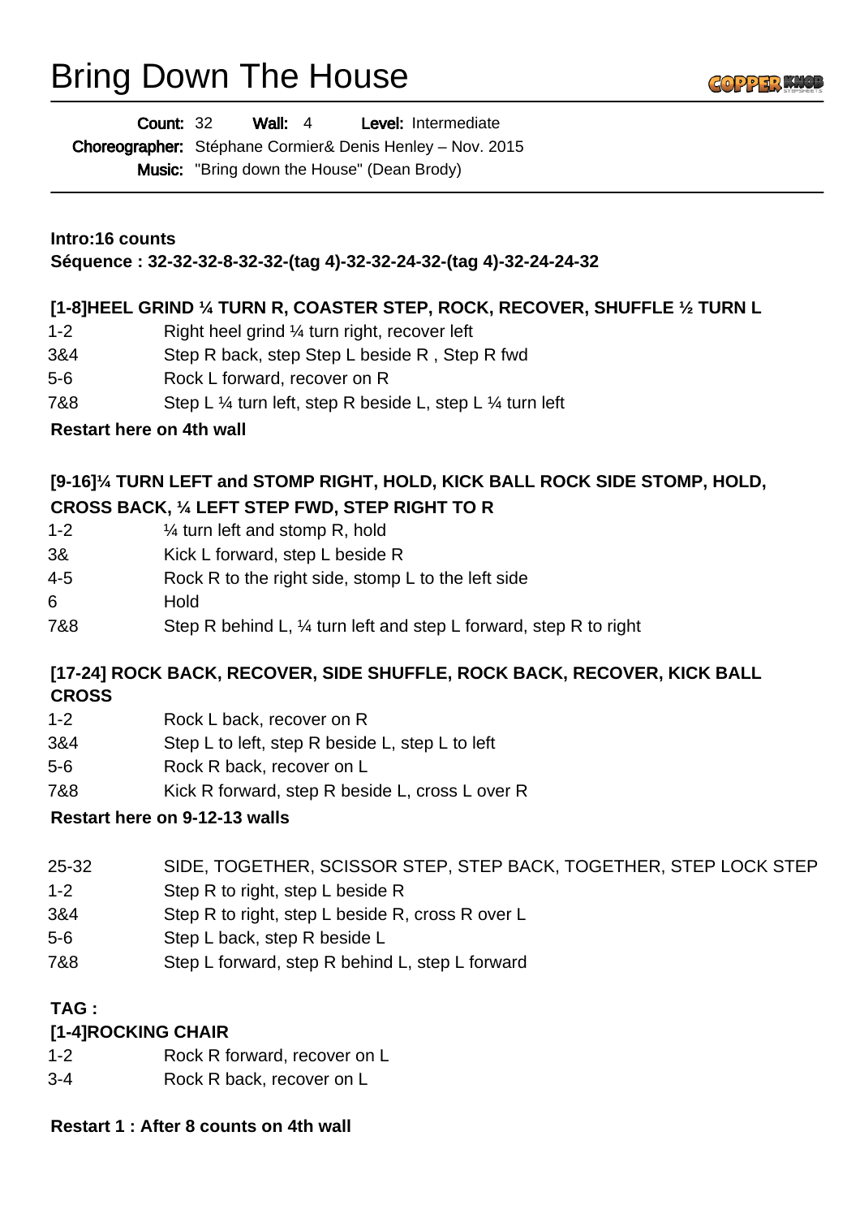# Bring Down The House

**Count:** 32 **Wall:** 4 **Level:** Intermediate
**Choreographer:** Stéphane Cormier& Denis Henley – Nov. 2015
**Music:** "Bring down the House" (Dean Brody)

**Intro:16 counts**
**Séquence : 32-32-32-8-32-32-(tag 4)-32-32-24-32-(tag 4)-32-24-24-32**

### [1-8]HEEL GRIND ¼ TURN R, COASTER STEP, ROCK, RECOVER, SHUFFLE ½ TURN L

| | |
|---|---|
| 1-2 | Right heel grind ¼ turn right, recover left |
| 3&4 | Step R back, step Step L beside R , Step R fwd |
| 5-6 | Rock L forward, recover on R |
| 7&8 | Step L ¼ turn left, step R beside L, step L ¼ turn left |

**Restart here on 4th wall**

### [9-16]¼ TURN LEFT and STOMP RIGHT, HOLD, KICK BALL ROCK SIDE STOMP, HOLD, CROSS BACK, ¼ LEFT STEP FWD, STEP RIGHT TO R

| | |
|---|---|
| 1-2 | ¼ turn left and stomp R, hold |
| 3& | Kick L forward, step L beside R |
| 4-5 | Rock R to the right side, stomp L to the left side |
| 6 | Hold |
| 7&8 | Step R behind L, ¼ turn left and step L forward, step R to right |

### [17-24] ROCK BACK, RECOVER, SIDE SHUFFLE, ROCK BACK, RECOVER, KICK BALL CROSS

| | |
|---|---|
| 1-2 | Rock L back, recover on R |
| 3&4 | Step L to left, step R beside L, step L to left |
| 5-6 | Rock R back, recover on L |
| 7&8 | Kick R forward, step R beside L, cross L over R |

**Restart here on 9-12-13 walls**

| | |
|---|---|
| 25-32 | SIDE, TOGETHER, SCISSOR STEP, STEP BACK, TOGETHER, STEP LOCK STEP |
| 1-2 | Step R to right, step L beside R |
| 3&4 | Step R to right, step L beside R, cross R over L |
| 5-6 | Step L back, step R beside L |
| 7&8 | Step L forward, step R behind L, step L forward |

**TAG :**

### [1-4]ROCKING CHAIR

| | |
|---|---|
| 1-2 | Rock R forward, recover on L |
| 3-4 | Rock R back, recover on L |

**Restart 1 : After 8 counts on 4th wall**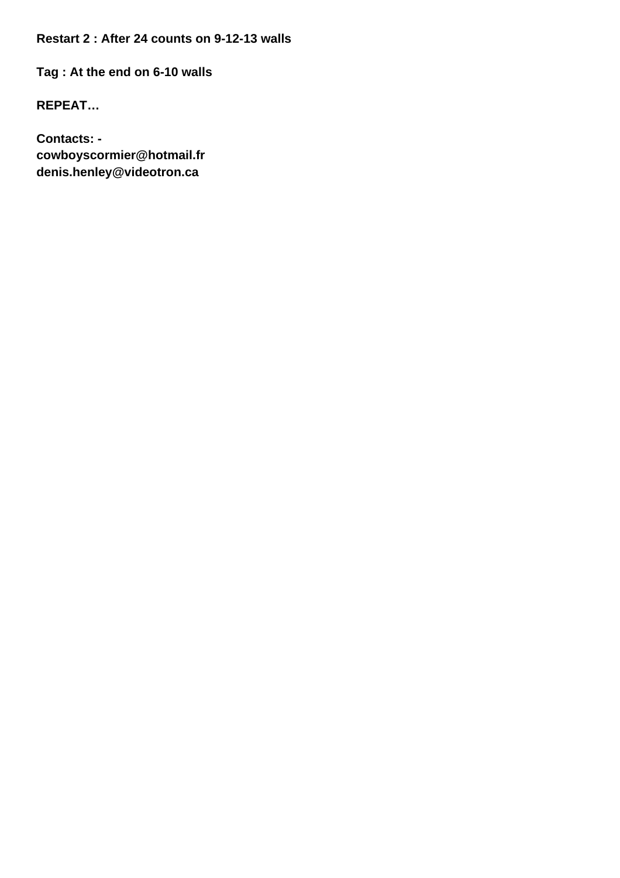**Restart 2 : After 24 counts on 9-12-13 walls**

**Tag : At the end on 6-10 walls**

**REPEAT…**

**Contacts: -**
**cowboyscormier@hotmail.fr**
**denis.henley@videotron.ca**